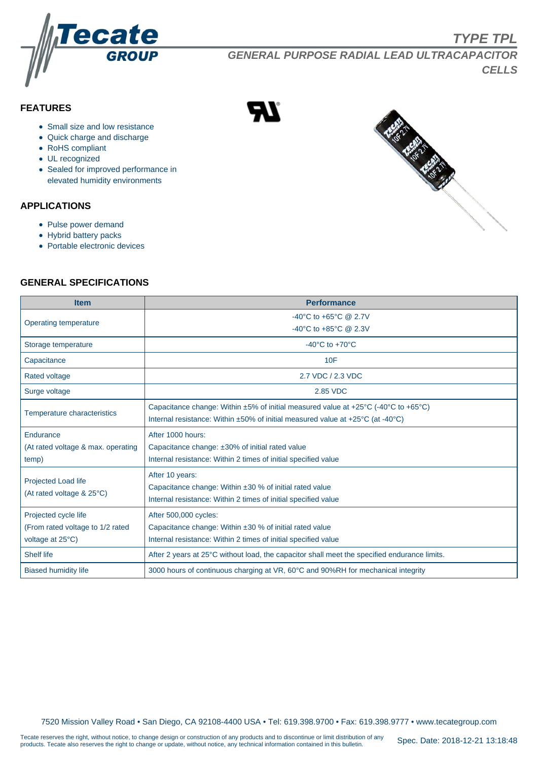# TYPE TPL

## GENERAL PURPOSE RADIAL LEAD ULTRACAPACITOR CELLS

### FEATURES

- Small size and low resistance
- Quick charge and discharge
- RoHS compliant
- UL recognized
- Sealed for improved performance in elevated humidity environments

### APPLICATIONS

- Pulse power demand
- Hybrid battery packs
- Portable electronic devices

### GENERAL SPECIFICATIONS

| Item | Performance |
|---|---|
| Operating temperature | -40°C to +65°C @ 2.7V<br>-40°C to +85°C @ 2.3V |
| Storage temperature | -40°C to +70°C |
| Capacitance | 10F |
| Rated voltage | 2.7 VDC / 2.3 VDC |
| Surge voltage | 2.85 VDC |
| Temperature characteristics | Capacitance change: Within ±5% of initial measured value at +25°C (-40°C to +65°C)<br>Internal resistance: Within ±50% of initial measured value at +25°C (at -40°C) |
| Endurance<br>(At rated voltage & max. operating temp) | After 1000 hours:<br>Capacitance change: ±30% of initial rated value<br>Internal resistance: Within 2 times of initial specified value |
| Projected Load life<br>(At rated voltage & 25°C) | After 10 years:<br>Capacitance change: Within ±30 % of initial rated value<br>Internal resistance: Within 2 times of initial specified value |
| Projected cycle life<br>(From rated voltage to 1/2 rated voltage at 25°C) | After 500,000 cycles:<br>Capacitance change: Within ±30 % of initial rated value<br>Internal resistance: Within 2 times of initial specified value |
| Shelf life | After 2 years at 25°C without load, the capacitor shall meet the specified endurance limits. |
| Biased humidity life | 3000 hours of continuous charging at VR, 60°C and 90%RH for mechanical integrity |

7520 Mission Valley Road • San Diego, CA 92108-4400 USA • Tel: 619.398.9700 • Fax: 619.398.9777 • www.tecategroup.com

Tecate reserves the right, without notice, to change design or construction of any products and to discontinue or limit distribution of any products. Tecate also reserves the right to change or update, without notice, any technical information contained in this bulletin.

Spec. Date: 2018-12-21 13:18:48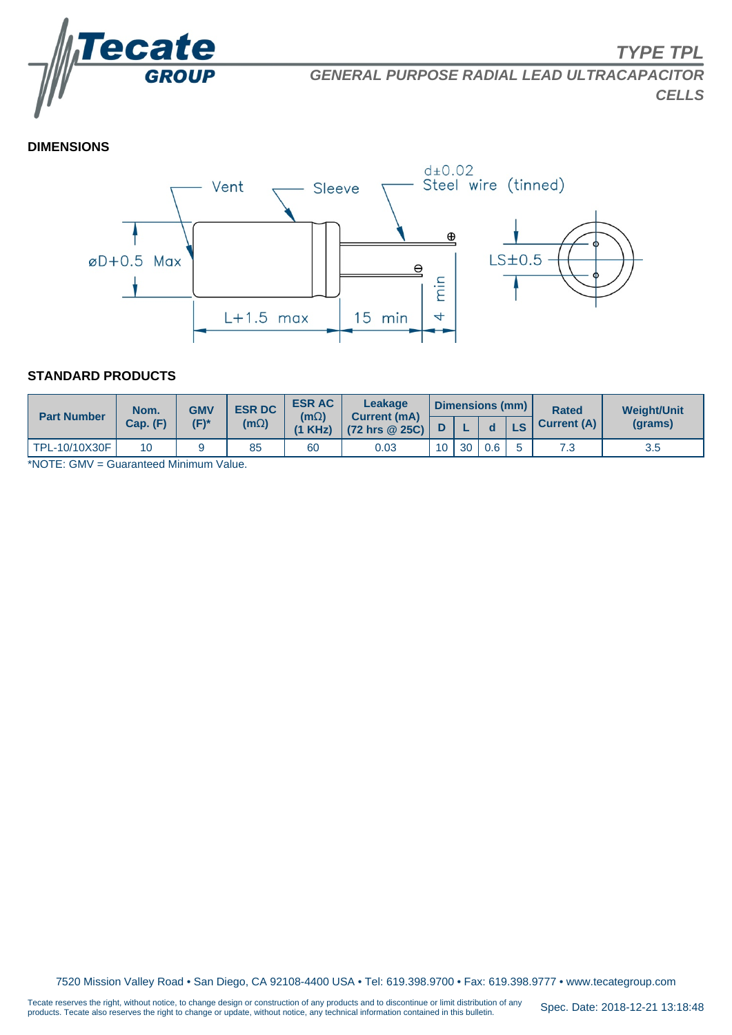# TYPE TPL

## GENERAL PURPOSE RADIAL LEAD ULTRACAPACITOR CELLS

### DIMENSIONS

Vent

Sleeve

d±0.02
Steel wire (tinned)

⌀D+0.5 Max

L+1.5 max

15 min

4 min

LS±0.5

### STANDARD PRODUCTS

| Part Number | Nom. Cap. (F) | GMV (F)* | ESR DC (mΩ) | ESR AC (mΩ) (1 KHz) | Leakage Current (mA) (72 hrs @ 25C) | Dimensions (mm) | | | | Rated Current (A) | Weight/Unit (grams) |
|---|---|---|---|---|---|---|---|---|---|---|---|
| | | | | | | D | L | d | LS | | |
| TPL-10/10X30F | 10 | 9 | 85 | 60 | 0.03 | 10 | 30 | 0.6 | 5 | 7.3 | 3.5 |

*NOTE: GMV = Guaranteed Minimum Value.

7520 Mission Valley Road • San Diego, CA 92108-4400 USA • Tel: 619.398.9700 • Fax: 619.398.9777 • www.tecategroup.com

Tecate reserves the right, without notice, to change design or construction of any products and to discontinue or limit distribution of any products. Tecate also reserves the right to change or update, without notice, any technical information contained in this bulletin.

Spec. Date: 2018-12-21 13:18:48